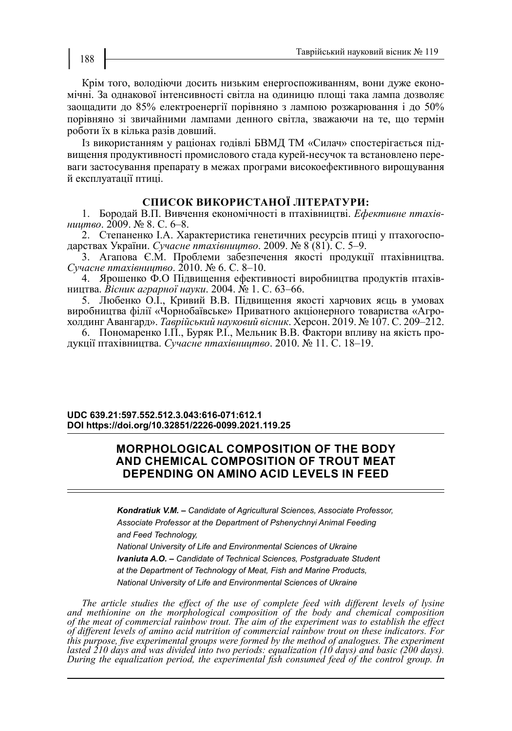Крім того, володіючи досить низьким енергоспоживанням, вони дуже економічні. За однакової інтенсивності світла на одиницю площі така лампа дозволяє заощадити до 85% електроенергії порівняно з лампою розжарювання і до 50% порівняно зі звичайними лампами денного світла, зважаючи на те, що термін роботи їх в кілька разів довший.

Із використанням у раціонах годівлі БВМД ТМ «Силач» спостерігається підвищення продуктивності промислового стада курей-несучок та встановлено переваги застосування препарату в межах програми високоефективного вирощування й експлуатації птиці.

## СПИСОК ВИКОРИСТАНОЇ ЛІТЕРАТУРИ:

1. Бородай В.П. Вивчення економічності в птахівництві. *Ефективне птахівництво*. 2009. № 8. С. 6–8.
2. Степаненко І.А. Характеристика генетичних ресурсів птиці у птахогосподарствах України. *Сучасне птахівництво*. 2009. № 8 (81). С. 5–9.
3. Агапова Є.М. Проблеми забезпечення якості продукції птахівництва. *Сучасне птахівництво*. 2010. № 6. С. 8–10.
4. Ярошенко Ф.О Підвищення ефективності виробництва продуктів птахівництва. *Вісник аграрної науки*. 2004. № 1. С. 63–66.
5. Любенко О.І., Кривий В.В. Підвищення якості харчових яєць в умовах виробництва філії «Чорнобаївське» Приватного акціонерного товариства «Агрохолдинг Авангард». *Таврійський науковий вісник*. Херсон. 2019. № 107. С. 209–212.
6. Пономаренко І.П., Буряк Р.І., Мельник В.В. Фактори впливу на якість продукції птахівництва. *Сучасне птахівництво*. 2010. № 11. С. 18–19.

**UDC 639.21:597.552.512.3.043:616-071:612.1**
**DOI https://doi.org/10.32851/2226-0099.2021.119.25**

# MORPHOLOGICAL COMPOSITION OF THE BODY AND CHEMICAL COMPOSITION OF TROUT MEAT DEPENDING ON AMINO ACID LEVELS IN FEED

***Kondratiuk V.M.*** *– Candidate of Agricultural Sciences, Associate Professor, Associate Professor at the Department of Pshenychnyi Animal Feeding and Feed Technology, National University of Life and Environmental Sciences of Ukraine*

***Ivaniuta A.O.*** *– Candidate of Technical Sciences, Postgraduate Student at the Department of Technology of Meat, Fish and Marine Products, National University of Life and Environmental Sciences of Ukraine*

*The article studies the effect of the use of complete feed with different levels of lysine and methionine on the morphological composition of the body and chemical composition of the meat of commercial rainbow trout. The aim of the experiment was to establish the effect of different levels of amino acid nutrition of commercial rainbow trout on these indicators. For this purpose, five experimental groups were formed by the method of analogues. The experiment lasted 210 days and was divided into two periods: equalization (10 days) and basic (200 days). During the equalization period, the experimental fish consumed feed of the control group. In*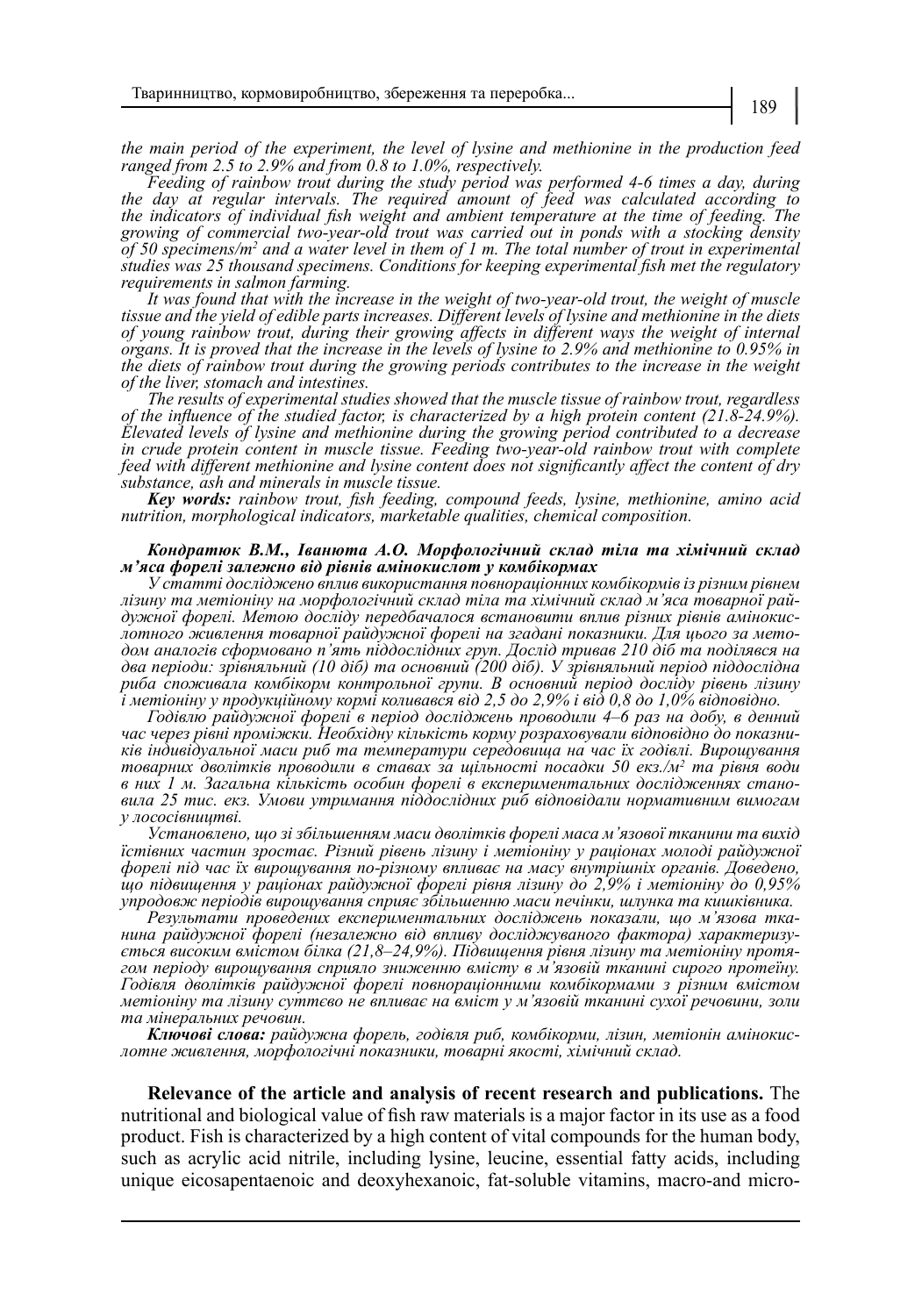*the main period of the experiment, the level of lysine and methionine in the production feed ranged from 2.5 to 2.9% and from 0.8 to 1.0%, respectively.*

*Feeding of rainbow trout during the study period was performed 4-6 times a day, during the day at regular intervals. The required amount of feed was calculated according to the indicators of individual fish weight and ambient temperature at the time of feeding. The growing of commercial two-year-old trout was carried out in ponds with a stocking density of 50 specimens/m$^2$ and a water level in them of 1 m. The total number of trout in experimental studies was 25 thousand specimens. Conditions for keeping experimental fish met the regulatory requirements in salmon farming.*

*It was found that with the increase in the weight of two-year-old trout, the weight of muscle tissue and the yield of edible parts increases. Different levels of lysine and methionine in the diets of young rainbow trout, during their growing affects in different ways the weight of internal organs. It is proved that the increase in the levels of lysine to 2.9% and methionine to 0.95% in the diets of rainbow trout during the growing periods contributes to the increase in the weight of the liver, stomach and intestines.*

*The results of experimental studies showed that the muscle tissue of rainbow trout, regardless of the influence of the studied factor, is characterized by a high protein content (21.8-24.9%). Elevated levels of lysine and methionine during the growing period contributed to a decrease in crude protein content in muscle tissue. Feeding two-year-old rainbow trout with complete feed with different methionine and lysine content does not significantly affect the content of dry substance, ash and minerals in muscle tissue.*

***Key words:** rainbow trout, fish feeding, compound feeds, lysine, methionine, amino acid nutrition, morphological indicators, marketable qualities, chemical composition.*

***Кондратюк В.М., Іванюта А.О. Морфологічний склад тіла та хімічний склад м'яса форелі залежно від рівнів амінокислот у комбікормах***

*У статті досліджено вплив використання повнораціонних комбікормів із різним рівнем лізину та метіоніну на морфологічний склад тіла та хімічний склад м'яса товарної райдужної форелі. Метою досліду передбачалося встановити вплив різних рівнів амінокислотного живлення товарної райдужної форелі на згадані показники. Для цього за методом аналогів сформовано п'ять піддослідних груп. Дослід тривав 210 діб та поділявся на два періоди: зрівняльний (10 діб) та основний (200 діб). У зрівняльний період піддослідна риба споживала комбікорм контрольної групи. В основний період досліду рівень лізину і метіоніну у продукційному кормі коливався від 2,5 до 2,9% і від 0,8 до 1,0% відповідно.*

*Годівлю райдужної форелі в період досліджень проводили 4–6 раз на добу, в денний час через рівні проміжки. Необхідну кількість корму розраховували відповідно до показників індивідуальної маси риб та температури середовища на час їх годівлі. Вирощування товарних дволітків проводили в ставах за щільності посадки 50 екз./м$^2$ та рівня води в них 1 м. Загальна кількість особин форелі в експериментальних дослідженнях становила 25 тис. екз. Умови утримання піддослідних риб відповідали нормативним вимогам у лососівництві.*

*Установлено, що зі збільшенням маси дволітків форелі маса м'язової тканини та вихід їстівних частин зростає. Різний рівень лізину і метіоніну у раціонах молоді райдужної форелі під час їх вирощування по-різному впливає на масу внутрішніх органів. Доведено, що підвищення у раціонах райдужної форелі рівня лізину до 2,9% і метіоніну до 0,95% упродовж періодів вирощування сприяє збільшенню маси печінки, шлунка та кишківника.*

*Результати проведених експериментальних досліджень показали, що м'язова тканина райдужної форелі (незалежно від впливу досліджуваного фактора) характеризується високим вмістом білка (21,8–24,9%). Підвищення рівня лізину та метіоніну протягом періоду вирощування сприяло зниженню вмісту в м'язовій тканині сирого протеїну. Годівля дволітків райдужної форелі повнораціонними комбікормами з різним вмістом метіоніну та лізину суттєво не впливає на вміст у м'язовій тканині сухої речовини, золи та мінеральних речовин.*

***Ключові слова:** райдужна форель, годівля риб, комбікорми, лізин, метіонін амінокислотне живлення, морфологічні показники, товарні якості, хімічний склад.*

**Relevance of the article and analysis of recent research and publications.** The nutritional and biological value of fish raw materials is a major factor in its use as a food product. Fish is characterized by a high content of vital compounds for the human body, such as acrylic acid nitrile, including lysine, leucine, essential fatty acids, including unique eicosapentaenoic and deoxyhexanoic, fat-soluble vitamins, macro-and micro-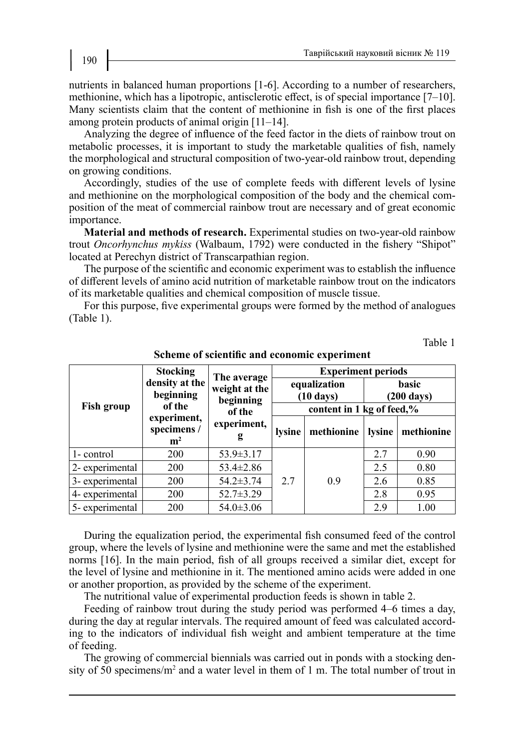nutrients in balanced human proportions [1-6]. According to a number of researchers, methionine, which has a lipotropic, antisclerotic effect, is of special importance [7–10]. Many scientists claim that the content of methionine in fish is one of the first places among protein products of animal origin [11–14].

Analyzing the degree of influence of the feed factor in the diets of rainbow trout on metabolic processes, it is important to study the marketable qualities of fish, namely the morphological and structural composition of two-year-old rainbow trout, depending on growing conditions.

Accordingly, studies of the use of complete feeds with different levels of lysine and methionine on the morphological composition of the body and the chemical composition of the meat of commercial rainbow trout are necessary and of great economic importance.

**Material and methods of research.** Experimental studies on two-year-old rainbow trout *Oncorhynchus mykiss* (Walbaum, 1792) were conducted in the fishery "Shipot" located at Perechyn district of Transcarpathian region.

The purpose of the scientific and economic experiment was to establish the influence of different levels of amino acid nutrition of marketable rainbow trout on the indicators of its marketable qualities and chemical composition of muscle tissue.

For this purpose, five experimental groups were formed by the method of analogues (Table 1).

Table 1

**Scheme of scientific and economic experiment**

| Fish group | Stocking density at the beginning of the experiment, specimens / $m^2$ | The average weight at the beginning of the experiment, g | Experiment periods | | | |
|---|---|---|---|---|---|---|
| | | | equalization (10 days) | | basic (200 days) | |
| | | | content in 1 kg of feed,% | | | |
| | | | lysine | methionine | lysine | methionine |
| 1- control | 200 | 53.9±3.17 | 2.7 | 0.9 | 2.7 | 0.90 |
| 2- experimental | 200 | 53.4±2.86 | | | 2.5 | 0.80 |
| 3- experimental | 200 | 54.2±3.74 | | | 2.6 | 0.85 |
| 4- experimental | 200 | 52.7±3.29 | | | 2.8 | 0.95 |
| 5- experimental | 200 | 54.0±3.06 | | | 2.9 | 1.00 |

During the equalization period, the experimental fish consumed feed of the control group, where the levels of lysine and methionine were the same and met the established norms [16]. In the main period, fish of all groups received a similar diet, except for the level of lysine and methionine in it. The mentioned amino acids were added in one or another proportion, as provided by the scheme of the experiment.

The nutritional value of experimental production feeds is shown in table 2.

Feeding of rainbow trout during the study period was performed 4–6 times a day, during the day at regular intervals. The required amount of feed was calculated according to the indicators of individual fish weight and ambient temperature at the time of feeding.

The growing of commercial biennials was carried out in ponds with a stocking density of 50 specimens/$m^2$ and a water level in them of 1 m. The total number of trout in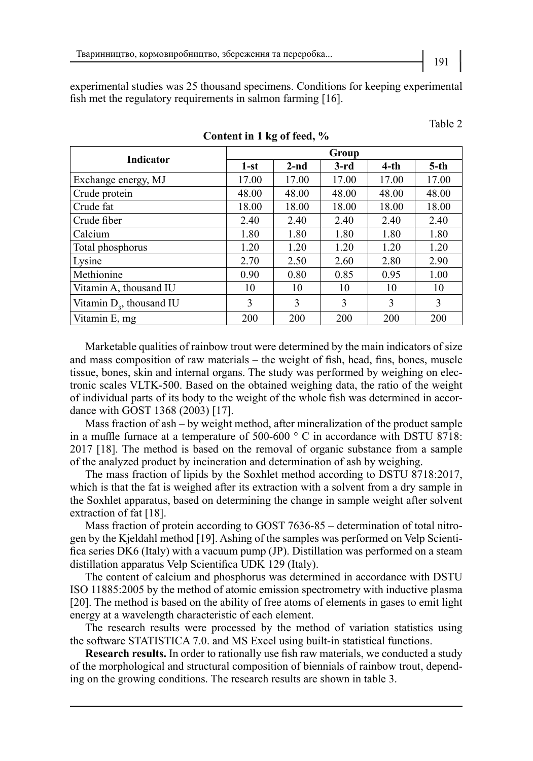experimental studies was 25 thousand specimens. Conditions for keeping experimental fish met the regulatory requirements in salmon farming [16].

Table 2

**Content in 1 kg of feed, %**

| Indicator | Group | | | | |
|---|---|---|---|---|---|
| | 1-st | 2-nd | 3-rd | 4-th | 5-th |
| Exchange energy, MJ | 17.00 | 17.00 | 17.00 | 17.00 | 17.00 |
| Crude protein | 48.00 | 48.00 | 48.00 | 48.00 | 48.00 |
| Crude fat | 18.00 | 18.00 | 18.00 | 18.00 | 18.00 |
| Crude fiber | 2.40 | 2.40 | 2.40 | 2.40 | 2.40 |
| Calcium | 1.80 | 1.80 | 1.80 | 1.80 | 1.80 |
| Total phosphorus | 1.20 | 1.20 | 1.20 | 1.20 | 1.20 |
| Lysine | 2.70 | 2.50 | 2.60 | 2.80 | 2.90 |
| Methionine | 0.90 | 0.80 | 0.85 | 0.95 | 1.00 |
| Vitamin A, thousand IU | 10 | 10 | 10 | 10 | 10 |
| Vitamin $D_3$, thousand IU | 3 | 3 | 3 | 3 | 3 |
| Vitamin E, mg | 200 | 200 | 200 | 200 | 200 |

Marketable qualities of rainbow trout were determined by the main indicators of size and mass composition of raw materials – the weight of fish, head, fins, bones, muscle tissue, bones, skin and internal organs. The study was performed by weighing on electronic scales VLTK-500. Based on the obtained weighing data, the ratio of the weight of individual parts of its body to the weight of the whole fish was determined in accordance with GOST 1368 (2003) [17].

Mass fraction of ash – by weight method, after mineralization of the product sample in a muffle furnace at a temperature of 500-600 ° C in accordance with DSTU 8718: 2017 [18]. The method is based on the removal of organic substance from a sample of the analyzed product by incineration and determination of ash by weighing.

The mass fraction of lipids by the Soxhlet method according to DSTU 8718:2017, which is that the fat is weighed after its extraction with a solvent from a dry sample in the Soxhlet apparatus, based on determining the change in sample weight after solvent extraction of fat [18].

Mass fraction of protein according to GOST 7636-85 – determination of total nitrogen by the Kjeldahl method [19]. Ashing of the samples was performed on Velp Scientifica series DK6 (Italy) with a vacuum pump (JP). Distillation was performed on a steam distillation apparatus Velp Scientifica UDK 129 (Italy).

The content of calcium and phosphorus was determined in accordance with DSTU ISO 11885:2005 by the method of atomic emission spectrometry with inductive plasma [20]. The method is based on the ability of free atoms of elements in gases to emit light energy at a wavelength characteristic of each element.

The research results were processed by the method of variation statistics using the software STATISTICA 7.0. and MS Excel using built-in statistical functions.

**Research results.** In order to rationally use fish raw materials, we conducted a study of the morphological and structural composition of biennials of rainbow trout, depending on the growing conditions. The research results are shown in table 3.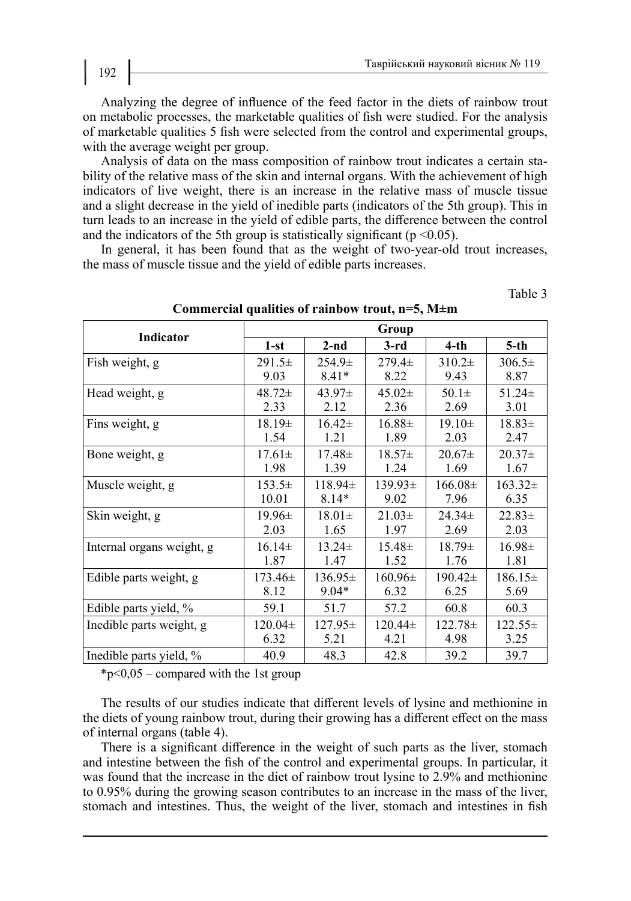Analyzing the degree of influence of the feed factor in the diets of rainbow trout on metabolic processes, the marketable qualities of fish were studied. For the analysis of marketable qualities 5 fish were selected from the control and experimental groups, with the average weight per group.

Analysis of data on the mass composition of rainbow trout indicates a certain stability of the relative mass of the skin and internal organs. With the achievement of high indicators of live weight, there is an increase in the relative mass of muscle tissue and a slight decrease in the yield of inedible parts (indicators of the 5th group). This in turn leads to an increase in the yield of edible parts, the difference between the control and the indicators of the 5th group is statistically significant ($p < 0.05$).

In general, it has been found that as the weight of two-year-old trout increases, the mass of muscle tissue and the yield of edible parts increases.

Table 3

**Commercial qualities of rainbow trout, n=5, M±m**

| Indicator | Group | | | | |
|---|---|---|---|---|---|
| | 1-st | 2-nd | 3-rd | 4-th | 5-th |
| Fish weight, g | 291.5± 9.03 | 254.9± 8.41* | 279.4± 8.22 | 310.2± 9.43 | 306.5± 8.87 |
| Head weight, g | 48.72± 2.33 | 43.97± 2.12 | 45.02± 2.36 | 50.1± 2.69 | 51.24± 3.01 |
| Fins weight, g | 18.19± 1.54 | 16.42± 1.21 | 16.88± 1.89 | 19.10± 2.03 | 18.83± 2.47 |
| Bone weight, g | 17.61± 1.98 | 17.48± 1.39 | 18.57± 1.24 | 20.67± 1.69 | 20.37± 1.67 |
| Muscle weight, g | 153.5± 10.01 | 118.94± 8.14* | 139.93± 9.02 | 166.08± 7.96 | 163.32± 6.35 |
| Skin weight, g | 19.96± 2.03 | 18.01± 1.65 | 21.03± 1.97 | 24.34± 2.69 | 22.83± 2.03 |
| Internal organs weight, g | 16.14± 1.87 | 13.24± 1.47 | 15.48± 1.52 | 18.79± 1.76 | 16.98± 1.81 |
| Edible parts weight, g | 173.46± 8.12 | 136.95± 9.04* | 160.96± 6.32 | 190.42± 6.25 | 186.15± 5.69 |
| Edible parts yield, % | 59.1 | 51.7 | 57.2 | 60.8 | 60.3 |
| Inedible parts weight, g | 120.04± 6.32 | 127.95± 5.21 | 120.44± 4.21 | 122.78± 4.98 | 122.55± 3.25 |
| Inedible parts yield, % | 40.9 | 48.3 | 42.8 | 39.2 | 39.7 |

*$p<0{,}05$ – compared with the 1st group

The results of our studies indicate that different levels of lysine and methionine in the diets of young rainbow trout, during their growing has a different effect on the mass of internal organs (table 4).

There is a significant difference in the weight of such parts as the liver, stomach and intestine between the fish of the control and experimental groups. In particular, it was found that the increase in the diet of rainbow trout lysine to 2.9% and methionine to 0.95% during the growing season contributes to an increase in the mass of the liver, stomach and intestines. Thus, the weight of the liver, stomach and intestines in fish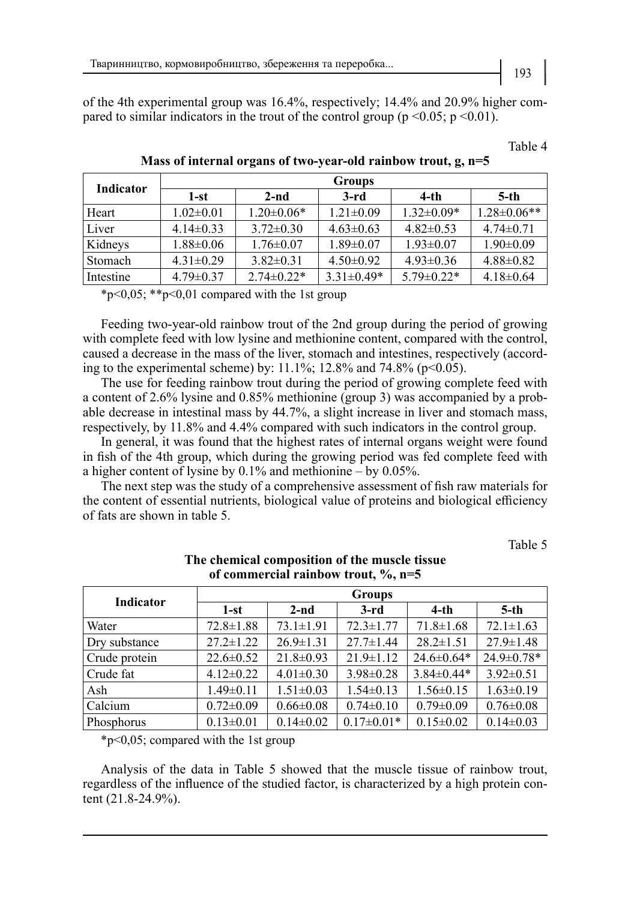of the 4th experimental group was 16.4%, respectively; 14.4% and 20.9% higher compared to similar indicators in the trout of the control group ($p < 0.05$; $p < 0.01$).

Table 4

**Mass of internal organs of two-year-old rainbow trout, g, n=5**

| Indicator | Groups | | | | |
|---|---|---|---|---|---|
| | 1-st | 2-nd | 3-rd | 4-th | 5-th |
| Heart | 1.02±0.01 | 1.20±0.06* | 1.21±0.09 | 1.32±0.09* | 1.28±0.06** |
| Liver | 4.14±0.33 | 3.72±0.30 | 4.63±0.63 | 4.82±0.53 | 4.74±0.71 |
| Kidneys | 1.88±0.06 | 1.76±0.07 | 1.89±0.07 | 1.93±0.07 | 1.90±0.09 |
| Stomach | 4.31±0.29 | 3.82±0.31 | 4.50±0.92 | 4.93±0.36 | 4.88±0.82 |
| Intestine | 4.79±0.37 | 2.74±0.22* | 3.31±0.49* | 5.79±0.22* | 4.18±0.64 |

*p<0,05; **p<0,01 compared with the 1st group

Feeding two-year-old rainbow trout of the 2nd group during the period of growing with complete feed with low lysine and methionine content, compared with the control, caused a decrease in the mass of the liver, stomach and intestines, respectively (according to the experimental scheme) by: 11.1%; 12.8% and 74.8% ($p < 0.05$).

The use for feeding rainbow trout during the period of growing complete feed with a content of 2.6% lysine and 0.85% methionine (group 3) was accompanied by a probable decrease in intestinal mass by 44.7%, a slight increase in liver and stomach mass, respectively, by 11.8% and 4.4% compared with such indicators in the control group.

In general, it was found that the highest rates of internal organs weight were found in fish of the 4th group, which during the growing period was fed complete feed with a higher content of lysine by 0.1% and methionine – by 0.05%.

The next step was the study of a comprehensive assessment of fish raw materials for the content of essential nutrients, biological value of proteins and biological efficiency of fats are shown in table 5.

Table 5

**The chemical composition of the muscle tissue of commercial rainbow trout, %, n=5**

| Indicator | Groups | | | | |
|---|---|---|---|---|---|
| | 1-st | 2-nd | 3-rd | 4-th | 5-th |
| Water | 72.8±1.88 | 73.1±1.91 | 72.3±1.77 | 71.8±1.68 | 72.1±1.63 |
| Dry substance | 27.2±1.22 | 26.9±1.31 | 27.7±1.44 | 28.2±1.51 | 27.9±1.48 |
| Crude protein | 22.6±0.52 | 21.8±0.93 | 21.9±1.12 | 24.6±0.64* | 24.9±0.78* |
| Crude fat | 4.12±0.22 | 4.01±0.30 | 3.98±0.28 | 3.84±0.44* | 3.92±0.51 |
| Ash | 1.49±0.11 | 1.51±0.03 | 1.54±0.13 | 1.56±0.15 | 1.63±0.19 |
| Calcium | 0.72±0.09 | 0.66±0.08 | 0.74±0.10 | 0.79±0.09 | 0.76±0.08 |
| Phosphorus | 0.13±0.01 | 0.14±0.02 | 0.17±0.01* | 0.15±0.02 | 0.14±0.03 |

*p<0,05; compared with the 1st group

Analysis of the data in Table 5 showed that the muscle tissue of rainbow trout, regardless of the influence of the studied factor, is characterized by a high protein content (21.8-24.9%).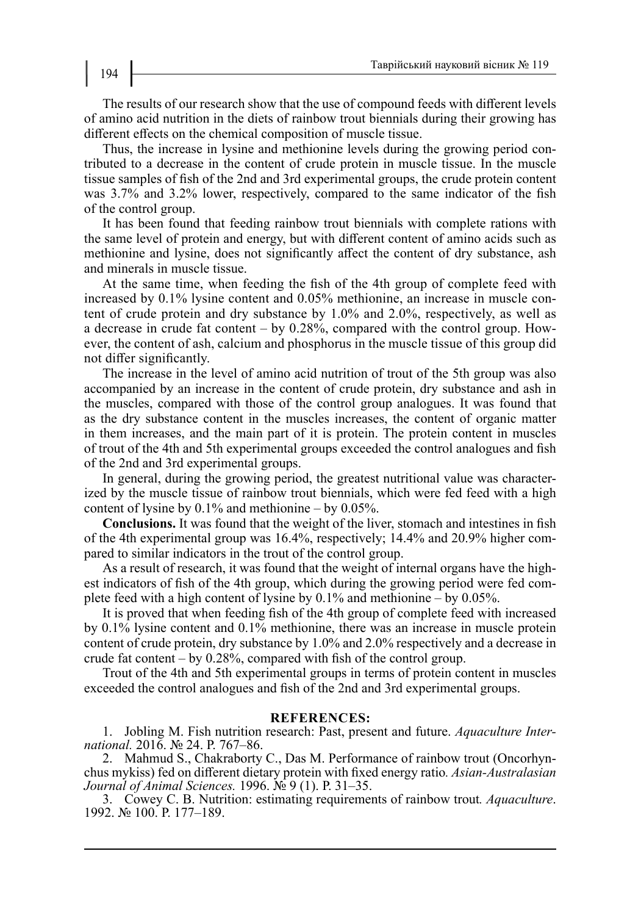The results of our research show that the use of compound feeds with different levels of amino acid nutrition in the diets of rainbow trout biennials during their growing has different effects on the chemical composition of muscle tissue.

Thus, the increase in lysine and methionine levels during the growing period contributed to a decrease in the content of crude protein in muscle tissue. In the muscle tissue samples of fish of the 2nd and 3rd experimental groups, the crude protein content was 3.7% and 3.2% lower, respectively, compared to the same indicator of the fish of the control group.

It has been found that feeding rainbow trout biennials with complete rations with the same level of protein and energy, but with different content of amino acids such as methionine and lysine, does not significantly affect the content of dry substance, ash and minerals in muscle tissue.

At the same time, when feeding the fish of the 4th group of complete feed with increased by 0.1% lysine content and 0.05% methionine, an increase in muscle content of crude protein and dry substance by 1.0% and 2.0%, respectively, as well as a decrease in crude fat content – by 0.28%, compared with the control group. However, the content of ash, calcium and phosphorus in the muscle tissue of this group did not differ significantly.

The increase in the level of amino acid nutrition of trout of the 5th group was also accompanied by an increase in the content of crude protein, dry substance and ash in the muscles, compared with those of the control group analogues. It was found that as the dry substance content in the muscles increases, the content of organic matter in them increases, and the main part of it is protein. The protein content in muscles of trout of the 4th and 5th experimental groups exceeded the control analogues and fish of the 2nd and 3rd experimental groups.

In general, during the growing period, the greatest nutritional value was characterized by the muscle tissue of rainbow trout biennials, which were fed feed with a high content of lysine by 0.1% and methionine – by 0.05%.

**Conclusions.** It was found that the weight of the liver, stomach and intestines in fish of the 4th experimental group was 16.4%, respectively; 14.4% and 20.9% higher compared to similar indicators in the trout of the control group.

As a result of research, it was found that the weight of internal organs have the highest indicators of fish of the 4th group, which during the growing period were fed complete feed with a high content of lysine by 0.1% and methionine – by 0.05%.

It is proved that when feeding fish of the 4th group of complete feed with increased by 0.1% lysine content and 0.1% methionine, there was an increase in muscle protein content of crude protein, dry substance by 1.0% and 2.0% respectively and a decrease in crude fat content – by 0.28%, compared with fish of the control group.

Trout of the 4th and 5th experimental groups in terms of protein content in muscles exceeded the control analogues and fish of the 2nd and 3rd experimental groups.

## REFERENCES:

1. Jobling M. Fish nutrition research: Past, present and future. *Aquaculture International.* 2016. № 24. P. 767–86.
2. Mahmud S., Chakraborty C., Das M. Performance of rainbow trout (Oncorhynchus mykiss) fed on different dietary protein with fixed energy ratio. *Asian-Australasian Journal of Animal Sciences.* 1996. № 9 (1). P. 31–35.
3. Cowey C. B. Nutrition: estimating requirements of rainbow trout. *Aquaculture*. 1992. № 100. P. 177–189.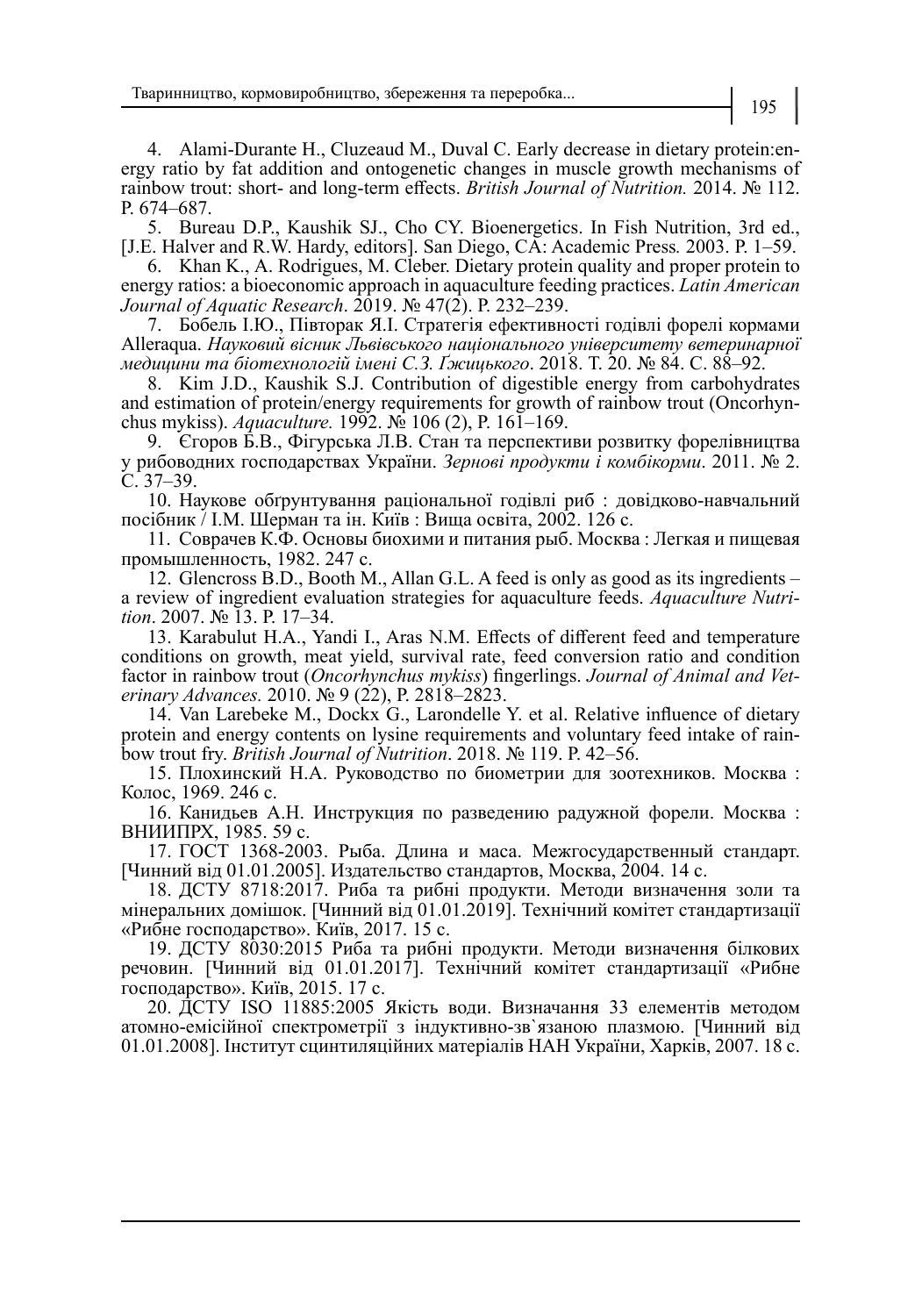4. Alami-Durante H., Cluzeaud M., Duval C. Early decrease in dietary protein:energy ratio by fat addition and ontogenetic changes in muscle growth mechanisms of rainbow trout: short- and long-term effects. *British Journal of Nutrition.* 2014. № 112. P. 674–687.

5. Bureau D.P., Kaushik SJ., Cho CY. Bioenergetics. In Fish Nutrition, 3rd ed., [J.E. Halver and R.W. Hardy, editors]. San Diego, CA: Academic Press*.* 2003. P. 1–59.

6. Khan K., A. Rodrigues, M. Cleber. Dietary protein quality and proper protein to energy ratios: a bioeconomic approach in aquaculture feeding practices. *Latin American Journal of Aquatic Research*. 2019. № 47(2). P. 232–239.

7. Бобель І.Ю., Півторак Я.І. Стратегія ефективності годівлі форелі кормами Alleraqua. *Науковий вісник Львівського національного університету ветеринарної медицини та біотехнологій імені С.З. Гжицького*. 2018. Т. 20. № 84. С. 88–92.

8. Kim J.D., Kaushik S.J. Contribution of digestible energy from carbohydrates and estimation of protein/energy requirements for growth of rainbow trout (Oncorhynchus mykiss). *Aquaculture.* 1992. № 106 (2), P. 161–169.

9. Єгоров Б.В., Фігурська Л.В. Стан та перспективи розвитку форелівництва у рибоводних господарствах України. *Зернові продукти і комбікорми*. 2011. № 2. С. 37–39.

10. Наукове обгрунтування раціональної годівлі риб : довідково-навчальний посібник / І.М. Шерман та ін. Київ : Вища освіта, 2002. 126 с.

11. Соврачев К.Ф. Основы биохими и питания рыб. Москва : Легкая и пищевая промышленность, 1982. 247 с.

12. Glencross B.D., Booth M., Allan G.L. A feed is only as good as its ingredients – a review of ingredient evaluation strategies for aquaculture feeds. *Aquaculture Nutrition*. 2007. № 13. P. 17–34.

13. Karabulut H.A., Yandi I., Aras N.M. Effects of different feed and temperature conditions on growth, meat yield, survival rate, feed conversion ratio and condition factor in rainbow trout (*Oncorhynchus mykiss*) fingerlings. *Journal of Animal and Veterinary Advances.* 2010. № 9 (22), P. 2818–2823.

14. Van Larebeke M., Dockx G., Larondelle Y. et al. Relative influence of dietary protein and energy contents on lysine requirements and voluntary feed intake of rainbow trout fry. *British Journal of Nutrition*. 2018. № 119. P. 42–56.

15. Плохинский Н.А. Руководство по биометрии для зоотехников. Москва : Колос, 1969. 246 с.

16. Канидьев А.Н. Инструкция по разведению радужной форели. Москва : ВНИИПРХ, 1985. 59 с.

17. ГОСТ 1368-2003. Рыба. Длина и маса. Межгосударственный стандарт. [Чинний від 01.01.2005]. Издательство стандартов, Москва, 2004. 14 с.

18. ДСТУ 8718:2017. Риба та рибні продукти. Методи визначення золи та мінеральних домішок. [Чинний від 01.01.2019]. Технічний комітет стандартизації «Рибне господарство». Київ, 2017. 15 с.

19. ДСТУ 8030:2015 Риба та рибні продукти. Методи визначення білкових речовин. [Чинний від 01.01.2017]. Технічний комітет стандартизації «Рибне господарство». Київ, 2015. 17 с.

20. ДСТУ ISO 11885:2005 Якість води. Визначання 33 елементів методом атомно-емісійної спектрометрії з індуктивно-зв`язаною плазмою. [Чинний від 01.01.2008]. Інститут сцинтиляційних матеріалів НАН України, Харків, 2007. 18 с.